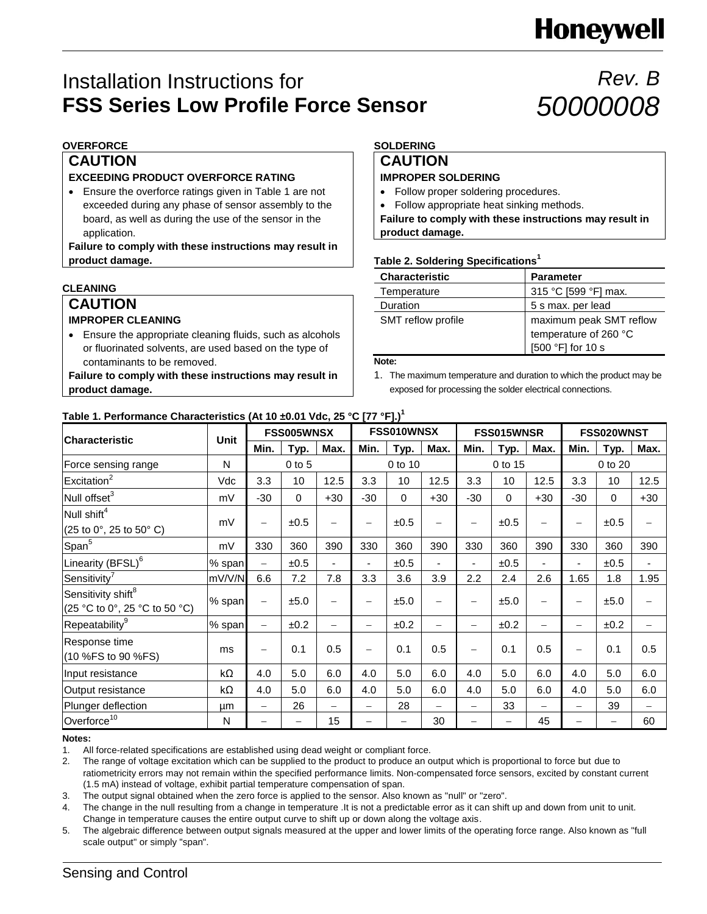# Installation Instructions for **FSS Series Low Profile Force Sensor**

*Rev. B*
*50000008*

### OVERFORCE

**CAUTION**

**EXCEEDING PRODUCT OVERFORCE RATING**

- Ensure the overforce ratings given in Table 1 are not exceeded during any phase of sensor assembly to the board, as well as during the use of the sensor in the application.

**Failure to comply with these instructions may result in product damage.**

### CLEANING

**CAUTION**

**IMPROPER CLEANING**

- Ensure the appropriate cleaning fluids, such as alcohols or fluorinated solvents, are used based on the type of contaminants to be removed.

**Failure to comply with these instructions may result in product damage.**

### SOLDERING

**CAUTION**

**IMPROPER SOLDERING**

- Follow proper soldering procedures.
- Follow appropriate heat sinking methods.

**Failure to comply with these instructions may result in product damage.**

**Table 2. Soldering Specifications[1]**

| Characteristic | Parameter |
|---|---|
| Temperature | 315 °C [599 °F] max. |
| Duration | 5 s max. per lead |
| SMT reflow profile | maximum peak SMT reflow temperature of 260 °C [500 °F] for 10 s |

**Note:**

1. The maximum temperature and duration to which the product may be exposed for processing the solder electrical connections.

**Table 1. Performance Characteristics (At 10 ±0.01 Vdc, 25 °C [77 °F].)[1]**

| Characteristic | Unit | FSS005WNSX | | | FSS010WNSX | | | FSS015WNSR | | | FSS020WNST | | |
|---|---|---|---|---|---|---|---|---|---|---|---|---|---|
| | | Min. | Typ. | Max. | Min. | Typ. | Max. | Min. | Typ. | Max. | Min. | Typ. | Max. |
| Force sensing range | N | | 0 to 5 | | | 0 to 10 | | | 0 to 15 | | | 0 to 20 | |
| Excitation[2] | Vdc | 3.3 | 10 | 12.5 | 3.3 | 10 | 12.5 | 3.3 | 10 | 12.5 | 3.3 | 10 | 12.5 |
| Null offset[3] | mV | -30 | 0 | +30 | -30 | 0 | +30 | -30 | 0 | +30 | -30 | 0 | +30 |
| Null shift[4] (25 to 0°, 25 to 50° C) | mV | – | ±0.5 | – | – | ±0.5 | – | – | ±0.5 | – | – | ±0.5 | – |
| Span[5] | mV | 330 | 360 | 390 | 330 | 360 | 390 | 330 | 360 | 390 | 330 | 360 | 390 |
| Linearity (BFSL)[6] | % span | – | ±0.5 | - | - | ±0.5 | - | - | ±0.5 | - | - | ±0.5 | - |
| Sensitivity[7] | mV/V/N | 6.6 | 7.2 | 7.8 | 3.3 | 3.6 | 3.9 | 2.2 | 2.4 | 2.6 | 1.65 | 1.8 | 1.95 |
| Sensitivity shift[8] (25 °C to 0°, 25 °C to 50 °C) | % span | – | ±5.0 | – | – | ±5.0 | – | – | ±5.0 | – | – | ±5.0 | – |
| Repeatability[9] | % span | – | ±0.2 | – | – | ±0.2 | – | – | ±0.2 | – | – | ±0.2 | – |
| Response time (10 %FS to 90 %FS) | ms | – | 0.1 | 0.5 | – | 0.1 | 0.5 | – | 0.1 | 0.5 | – | 0.1 | 0.5 |
| Input resistance | kΩ | 4.0 | 5.0 | 6.0 | 4.0 | 5.0 | 6.0 | 4.0 | 5.0 | 6.0 | 4.0 | 5.0 | 6.0 |
| Output resistance | kΩ | 4.0 | 5.0 | 6.0 | 4.0 | 5.0 | 6.0 | 4.0 | 5.0 | 6.0 | 4.0 | 5.0 | 6.0 |
| Plunger deflection | µm | – | 26 | – | – | 28 | – | – | 33 | – | – | 39 | – |
| Overforce[10] | N | – | – | 15 | – | – | 30 | – | – | 45 | – | – | 60 |

**Notes:**

1. All force-related specifications are established using dead weight or compliant force.
2. The range of voltage excitation which can be supplied to the product to produce an output which is proportional to force but due to ratiometricity errors may not remain within the specified performance limits. Non-compensated force sensors, excited by constant current (1.5 mA) instead of voltage, exhibit partial temperature compensation of span.
3. The output signal obtained when the zero force is applied to the sensor. Also known as "null" or "zero".
4. The change in the null resulting from a change in temperature .It is not a predictable error as it can shift up and down from unit to unit. Change in temperature causes the entire output curve to shift up or down along the voltage axis.
5. The algebraic difference between output signals measured at the upper and lower limits of the operating force range. Also known as "full scale output" or simply "span".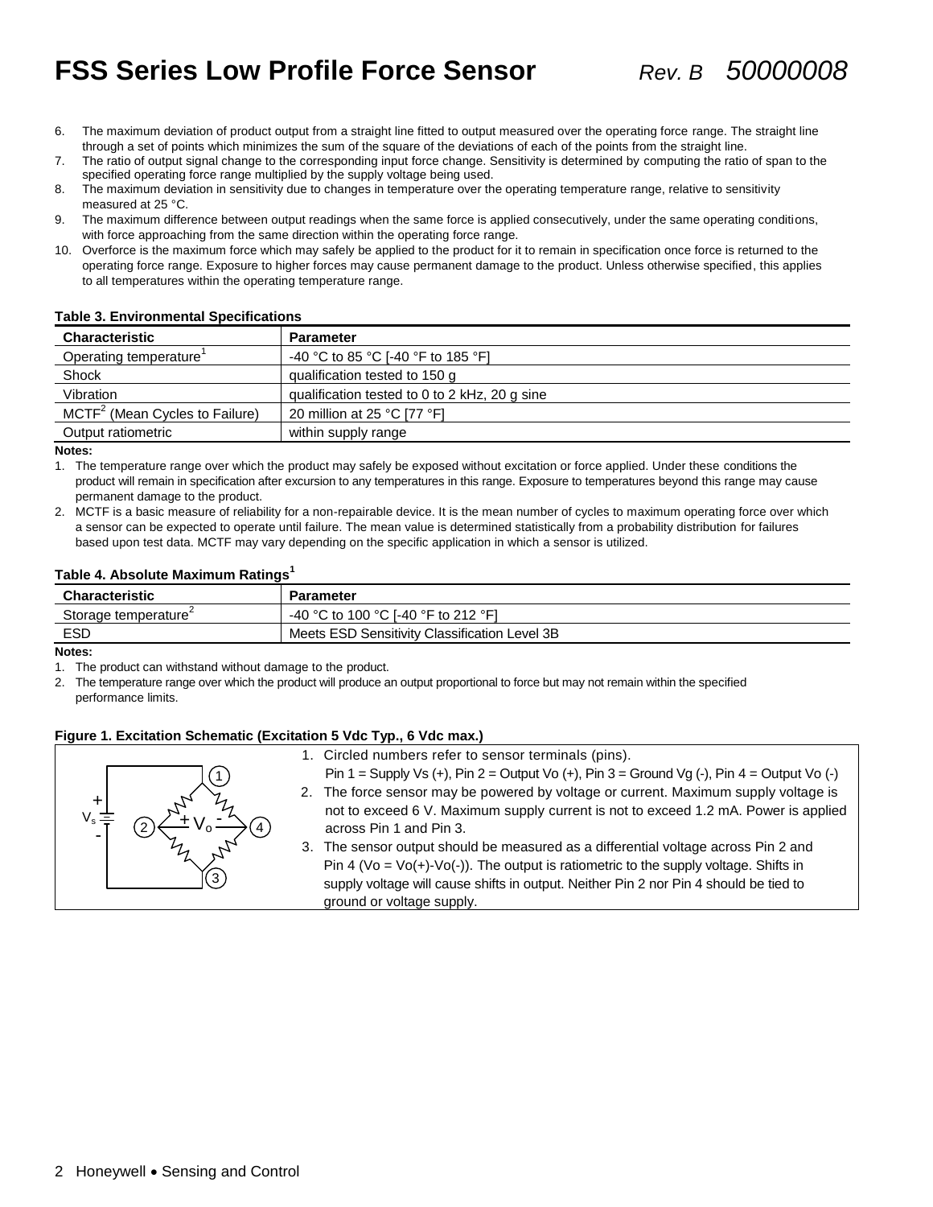6. The maximum deviation of product output from a straight line fitted to output measured over the operating force range. The straight line through a set of points which minimizes the sum of the square of the deviations of each of the points from the straight line.
7. The ratio of output signal change to the corresponding input force change. Sensitivity is determined by computing the ratio of span to the specified operating force range multiplied by the supply voltage being used.
8. The maximum deviation in sensitivity due to changes in temperature over the operating temperature range, relative to sensitivity measured at 25 °C.
9. The maximum difference between output readings when the same force is applied consecutively, under the same operating conditions, with force approaching from the same direction within the operating force range.
10. Overforce is the maximum force which may safely be applied to the product for it to remain in specification once force is returned to the operating force range. Exposure to higher forces may cause permanent damage to the product. Unless otherwise specified, this applies to all temperatures within the operating temperature range.

**Table 3. Environmental Specifications**

| Characteristic | Parameter |
|---|---|
| Operating temperature[1] | -40 °C to 85 °C [-40 °F to 185 °F] |
| Shock | qualification tested to 150 g |
| Vibration | qualification tested to 0 to 2 kHz, 20 g sine |
| MCTF[2] (Mean Cycles to Failure) | 20 million at 25 °C [77 °F] |
| Output ratiometric | within supply range |

**Notes:**

1. The temperature range over which the product may safely be exposed without excitation or force applied. Under these conditions the product will remain in specification after excursion to any temperatures in this range. Exposure to temperatures beyond this range may cause permanent damage to the product.
2. MCTF is a basic measure of reliability for a non-repairable device. It is the mean number of cycles to maximum operating force over which a sensor can be expected to operate until failure. The mean value is determined statistically from a probability distribution for failures based upon test data. MCTF may vary depending on the specific application in which a sensor is utilized.

**Table 4. Absolute Maximum Ratings[1]**

| Characteristic | Parameter |
|---|---|
| Storage temperature[2] | -40 °C to 100 °C [-40 °F to 212 °F] |
| ESD | Meets ESD Sensitivity Classification Level 3B |

**Notes:**

1. The product can withstand without damage to the product.
2. The temperature range over which the product will produce an output proportional to force but may not remain within the specified performance limits.

**Figure 1. Excitation Schematic (Excitation 5 Vdc Typ., 6 Vdc max.)**

1. Circled numbers refer to sensor terminals (pins). Pin 1 = Supply Vs (+), Pin 2 = Output Vo (+), Pin 3 = Ground Vg (-), Pin 4 = Output Vo (-)
2. The force sensor may be powered by voltage or current. Maximum supply voltage is not to exceed 6 V. Maximum supply current is not to exceed 1.2 mA. Power is applied across Pin 1 and Pin 3.
3. The sensor output should be measured as a differential voltage across Pin 2 and Pin 4 (Vo = Vo(+)-Vo(-)). The output is ratiometric to the supply voltage. Shifts in supply voltage will cause shifts in output. Neither Pin 2 nor Pin 4 should be tied to ground or voltage supply.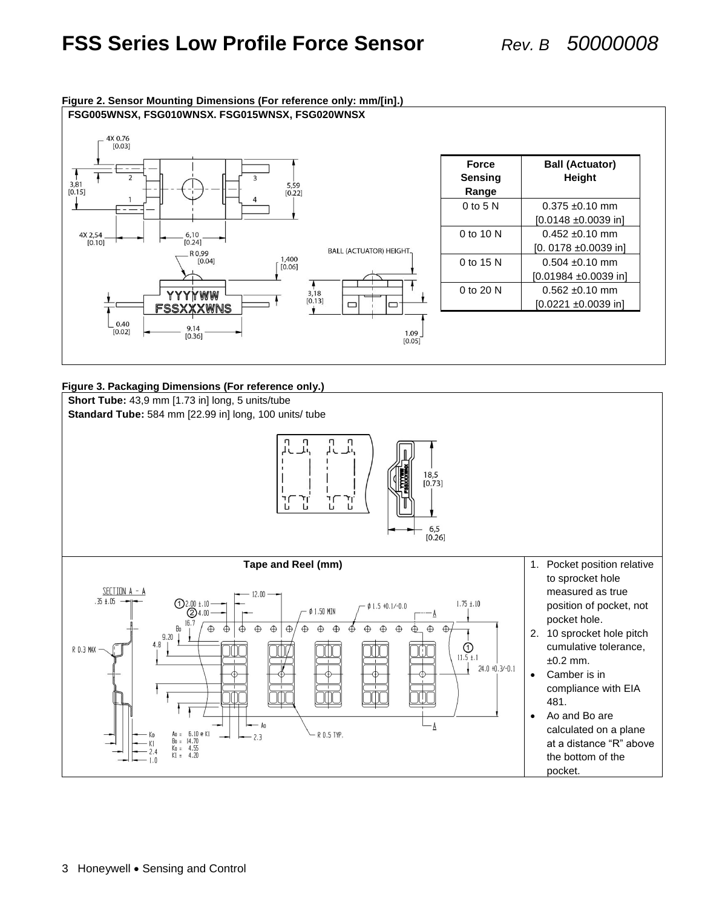**Figure 2. Sensor Mounting Dimensions (For reference only: mm/[in].)**

**FSG005WNSX, FSG010WNSX. FSG015WNSX, FSG020WNSX**

| Force Sensing Range | Ball (Actuator) Height |
|---|---|
| 0 to 5 N | 0.375 ±0.10 mm [0.0148 ±0.0039 in] |
| 0 to 10 N | 0.452 ±0.10 mm [0. 0178 ±0.0039 in] |
| 0 to 15 N | 0.504 ±0.10 mm [0.01984 ±0.0039 in] |
| 0 to 20 N | 0.562 ±0.10 mm [0.0221 ±0.0039 in] |

**Figure 3. Packaging Dimensions (For reference only.)**

**Short Tube:** 43,9 mm [1.73 in] long, 5 units/tube

**Standard Tube:** 584 mm [22.99 in] long, 100 units/ tube

**Tape and Reel (mm)**

1. Pocket position relative to sprocket hole measured as true position of pocket, not pocket hole.
2. 10 sprocket hole pitch cumulative tolerance, ±0.2 mm.

- Camber is in compliance with EIA 481.
- Ao and Bo are calculated on a plane at a distance "R" above the bottom of the pocket.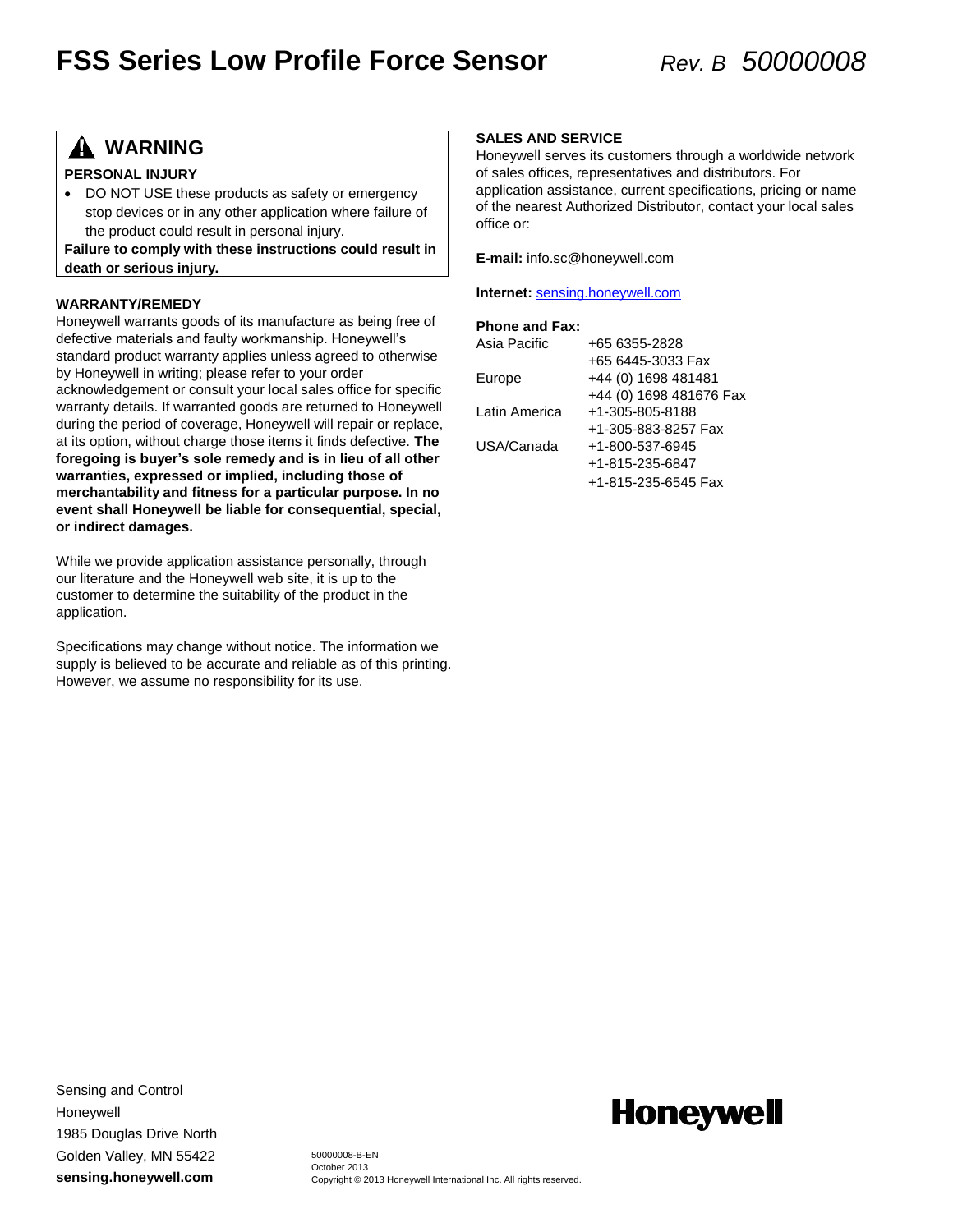# FSS Series Low Profile Force Sensor *Rev. B 50000008*

## ⚠ WARNING

**PERSONAL INJURY**

- DO NOT USE these products as safety or emergency stop devices or in any other application where failure of the product could result in personal injury.

**Failure to comply with these instructions could result in death or serious injury.**

**WARRANTY/REMEDY**

Honeywell warrants goods of its manufacture as being free of defective materials and faulty workmanship. Honeywell's standard product warranty applies unless agreed to otherwise by Honeywell in writing; please refer to your order acknowledgement or consult your local sales office for specific warranty details. If warranted goods are returned to Honeywell during the period of coverage, Honeywell will repair or replace, at its option, without charge those items it finds defective. **The foregoing is buyer's sole remedy and is in lieu of all other warranties, expressed or implied, including those of merchantability and fitness for a particular purpose. In no event shall Honeywell be liable for consequential, special, or indirect damages.**

While we provide application assistance personally, through our literature and the Honeywell web site, it is up to the customer to determine the suitability of the product in the application.

Specifications may change without notice. The information we supply is believed to be accurate and reliable as of this printing. However, we assume no responsibility for its use.

**SALES AND SERVICE**

Honeywell serves its customers through a worldwide network of sales offices, representatives and distributors. For application assistance, current specifications, pricing or name of the nearest Authorized Distributor, contact your local sales office or:

**E-mail:** info.sc@honeywell.com

**Internet:** sensing.honeywell.com

**Phone and Fax:**

| | |
|---|---|
| Asia Pacific | +65 6355-2828 |
| | +65 6445-3033 Fax |
| Europe | +44 (0) 1698 481481 |
| | +44 (0) 1698 481676 Fax |
| Latin America | +1-305-805-8188 |
| | +1-305-883-8257 Fax |
| USA/Canada | +1-800-537-6945 |
| | +1-815-235-6847 |
| | +1-815-235-6545 Fax |

Sensing and Control
Honeywell
1985 Douglas Drive North
Golden Valley, MN 55422
**sensing.honeywell.com**

50000008-B-EN
October 2013
Copyright © 2013 Honeywell International Inc. All rights reserved.

**Honeywell**